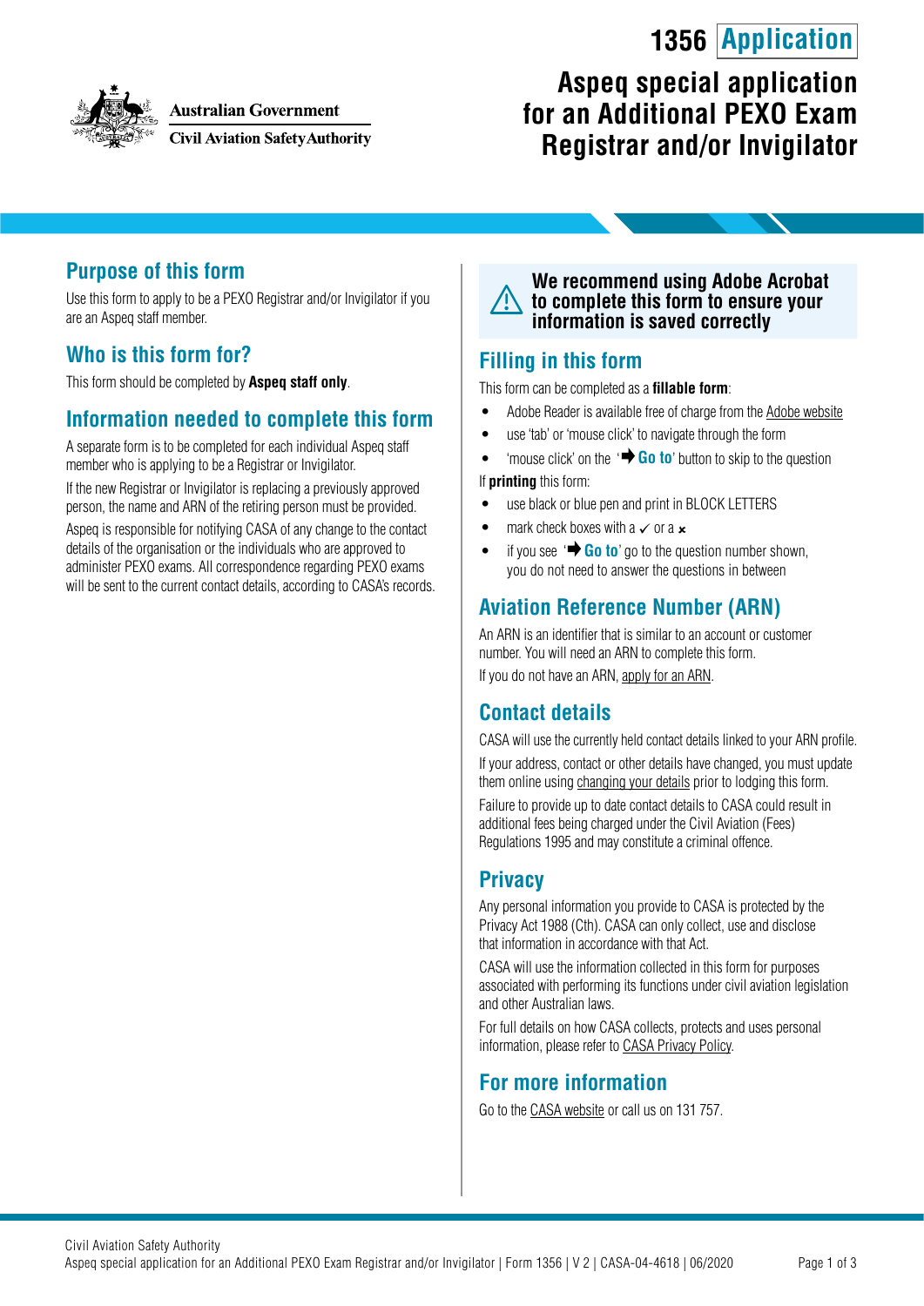Australian Government
Civil Aviation Safety Authority

# 1356 Application

# Aspeq special application for an Additional PEXO Exam Registrar and/or Invigilator

## Purpose of this form

Use this form to apply to be a PEXO Registrar and/or Invigilator if you are an Aspeq staff member.

## Who is this form for?

This form should be completed by **Aspeq staff only**.

## Information needed to complete this form

A separate form is to be completed for each individual Aspeq staff member who is applying to be a Registrar or Invigilator.

If the new Registrar or Invigilator is replacing a previously approved person, the name and ARN of the retiring person must be provided.

Aspeq is responsible for notifying CASA of any change to the contact details of the organisation or the individuals who are approved to administer PEXO exams. All correspondence regarding PEXO exams will be sent to the current contact details, according to CASA's records.

**We recommend using Adobe Acrobat to complete this form to ensure your information is saved correctly**

## Filling in this form

This form can be completed as a **fillable form**:

- Adobe Reader is available free of charge from the Adobe website
- use 'tab' or 'mouse click' to navigate through the form
- 'mouse click' on the '➡ **Go to**' button to skip to the question

If **printing** this form:

- use black or blue pen and print in BLOCK LETTERS
- mark check boxes with a ✓ or a ✗
- if you see '➡ **Go to**' go to the question number shown, you do not need to answer the questions in between

## Aviation Reference Number (ARN)

An ARN is an identifier that is similar to an account or customer number. You will need an ARN to complete this form.

If you do not have an ARN, apply for an ARN.

## Contact details

CASA will use the currently held contact details linked to your ARN profile.

If your address, contact or other details have changed, you must update them online using changing your details prior to lodging this form.

Failure to provide up to date contact details to CASA could result in additional fees being charged under the Civil Aviation (Fees) Regulations 1995 and may constitute a criminal offence.

## Privacy

Any personal information you provide to CASA is protected by the Privacy Act 1988 (Cth). CASA can only collect, use and disclose that information in accordance with that Act.

CASA will use the information collected in this form for purposes associated with performing its functions under civil aviation legislation and other Australian laws.

For full details on how CASA collects, protects and uses personal information, please refer to CASA Privacy Policy.

## For more information

Go to the CASA website or call us on 131 757.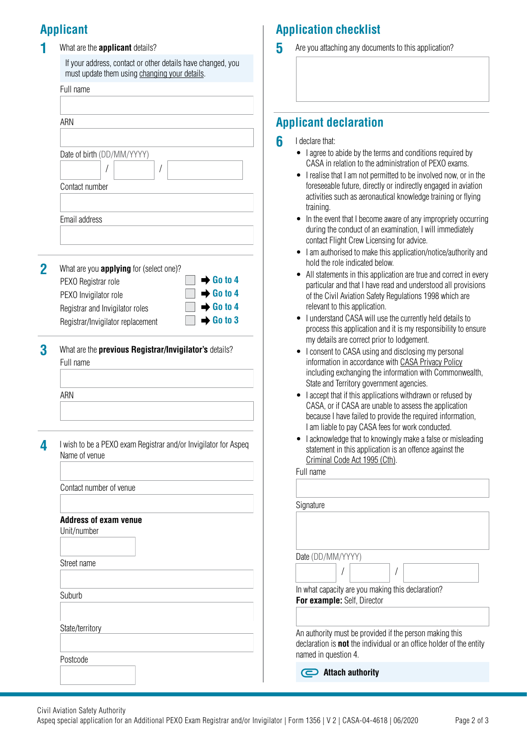## Applicant

**1** What are the **applicant** details?

If your address, contact or other details have changed, you must update them using changing your details.

Full name

ARN

Date of birth (DD/MM/YYYY)

/ /

Contact number

Email address

**2** What are you **applying** for (select one)?

| | | |
|---|---|---|
| PEXO Registrar role | ☐ | ➡ Go to 4 |
| PEXO Invigilator role | ☐ | ➡ Go to 4 |
| Registrar and Invigilator roles | ☐ | ➡ Go to 4 |
| Registrar/Invigilator replacement | ☐ | ➡ Go to 3 |

**3** What are the **previous Registrar/Invigilator's** details?

Full name

ARN

**4** I wish to be a PEXO exam Registrar and/or Invigilator for Aspeq

Name of venue

Contact number of venue

**Address of exam venue**

Unit/number

Street name

Suburb

State/territory

Postcode

## Application checklist

**5** Are you attaching any documents to this application?

## Applicant declaration

**6** I declare that:

- I agree to abide by the terms and conditions required by CASA in relation to the administration of PEXO exams.
- I realise that I am not permitted to be involved now, or in the foreseeable future, directly or indirectly engaged in aviation activities such as aeronautical knowledge training or flying training.
- In the event that I become aware of any impropriety occurring during the conduct of an examination, I will immediately contact Flight Crew Licensing for advice.
- I am authorised to make this application/notice/authority and hold the role indicated below.
- All statements in this application are true and correct in every particular and that I have read and understood all provisions of the Civil Aviation Safety Regulations 1998 which are relevant to this application.
- I understand CASA will use the currently held details to process this application and it is my responsibility to ensure my details are correct prior to lodgement.
- I consent to CASA using and disclosing my personal information in accordance with CASA Privacy Policy including exchanging the information with Commonwealth, State and Territory government agencies.
- I accept that if this applications withdrawn or refused by CASA, or if CASA are unable to assess the application because I have failed to provide the required information, I am liable to pay CASA fees for work conducted.
- I acknowledge that to knowingly make a false or misleading statement in this application is an offence against the Criminal Code Act 1995 (Cth).

Full name

Signature

Date (DD/MM/YYYY)

/ /

In what capacity are you making this declaration?
**For example:** Self, Director

An authority must be provided if the person making this declaration is **not** the individual or an office holder of the entity named in question 4.

**Attach authority**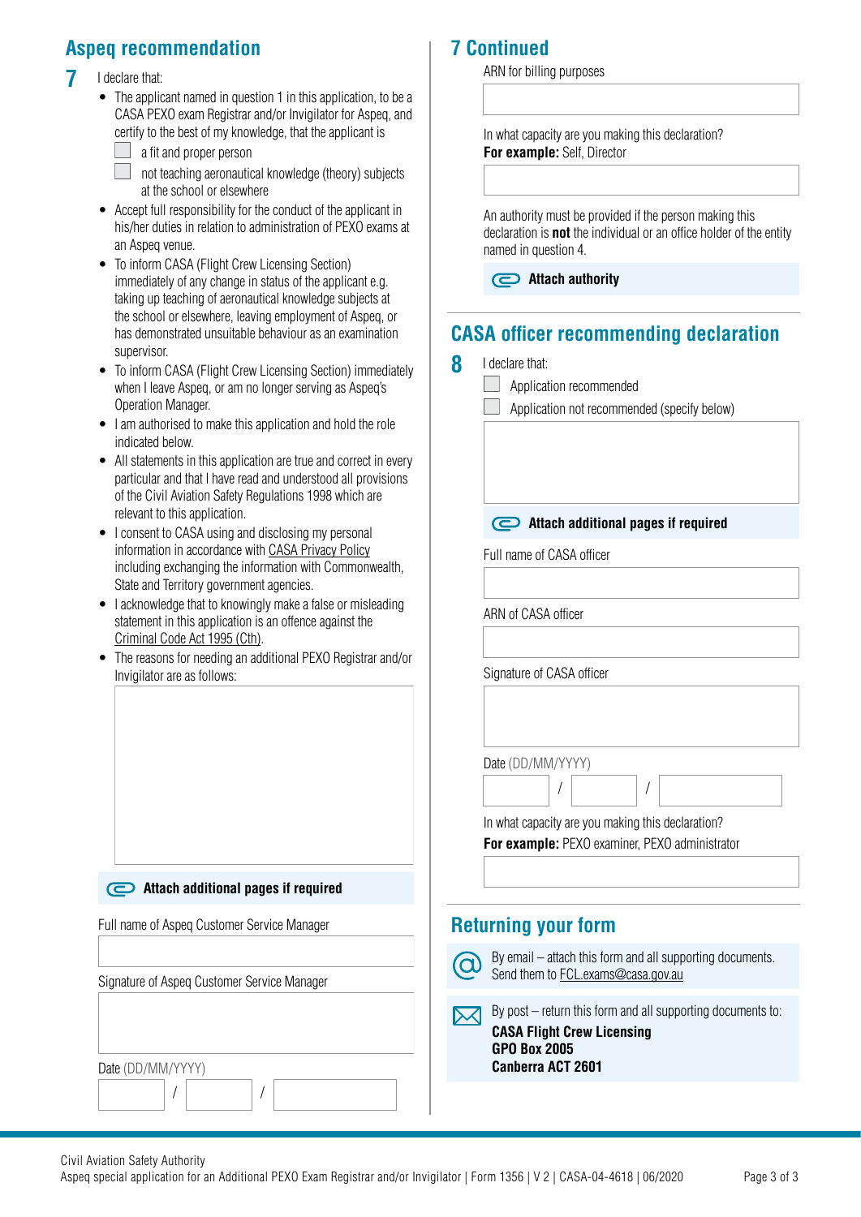## Aspeq recommendation

**7** I declare that:

- The applicant named in question 1 in this application, to be a CASA PEXO exam Registrar and/or Invigilator for Aspeq, and certify to the best of my knowledge, that the applicant is
  - ☐ a fit and proper person
  - ☐ not teaching aeronautical knowledge (theory) subjects at the school or elsewhere
- Accept full responsibility for the conduct of the applicant in his/her duties in relation to administration of PEXO exams at an Aspeq venue.
- To inform CASA (Flight Crew Licensing Section) immediately of any change in status of the applicant e.g. taking up teaching of aeronautical knowledge subjects at the school or elsewhere, leaving employment of Aspeq, or has demonstrated unsuitable behaviour as an examination supervisor.
- To inform CASA (Flight Crew Licensing Section) immediately when I leave Aspeq, or am no longer serving as Aspeq's Operation Manager.
- I am authorised to make this application and hold the role indicated below.
- All statements in this application are true and correct in every particular and that I have read and understood all provisions of the Civil Aviation Safety Regulations 1998 which are relevant to this application.
- I consent to CASA using and disclosing my personal information in accordance with CASA Privacy Policy including exchanging the information with Commonwealth, State and Territory government agencies.
- I acknowledge that to knowingly make a false or misleading statement in this application is an offence against the Criminal Code Act 1995 (Cth).
- The reasons for needing an additional PEXO Registrar and/or Invigilator are as follows:

**Attach additional pages if required**

Full name of Aspeq Customer Service Manager

Signature of Aspeq Customer Service Manager

Date (DD/MM/YYYY) / /

## 7 Continued

ARN for billing purposes

In what capacity are you making this declaration?
**For example:** Self, Director

An authority must be provided if the person making this declaration is **not** the individual or an office holder of the entity named in question 4.

**Attach authority**

## CASA officer recommending declaration

**8** I declare that:

☐ Application recommended

☐ Application not recommended (specify below)

**Attach additional pages if required**

Full name of CASA officer

ARN of CASA officer

Signature of CASA officer

Date (DD/MM/YYYY) / /

In what capacity are you making this declaration?
**For example:** PEXO examiner, PEXO administrator

## Returning your form

By email – attach this form and all supporting documents. Send them to FCL.exams@casa.gov.au

By post – return this form and all supporting documents to:
**CASA Flight Crew Licensing**
**GPO Box 2005**
**Canberra ACT 2601**